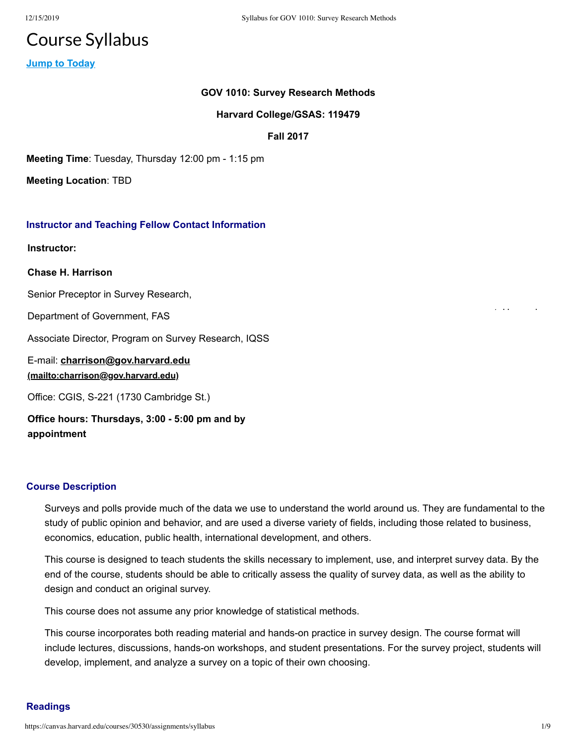# Course Syllabus

**Jump to Today**

**GOV 1010: Survey Research Methods**

**Harvard College/GSAS: 119479**

**Fall 2017**

**Meeting Time**: Tuesday, Thursday 12:00 pm - 1:15 pm

**Meeting Location**: TBD

## Instructor and Teaching Fellow Contact Information

**Instructor:**

**Chase H. Harrison**

Senior Preceptor in Survey Research,

Department of Government, FAS

Associate Director, Program on Survey Research, IQSS

E-mail: **charrison@gov.harvard.edu (mailto:charrison@gov.harvard.edu)**

Office: CGIS, S-221 (1730 Cambridge St.)

**Office hours: Thursdays, 3:00 - 5:00 pm and by appointment**

## Course Description

Surveys and polls provide much of the data we use to understand the world around us. They are fundamental to the study of public opinion and behavior, and are used a diverse variety of fields, including those related to business, economics, education, public health, international development, and others.

This course is designed to teach students the skills necessary to implement, use, and interpret survey data. By the end of the course, students should be able to critically assess the quality of survey data, as well as the ability to design and conduct an original survey.

This course does not assume any prior knowledge of statistical methods.

This course incorporates both reading material and hands-on practice in survey design. The course format will include lectures, discussions, hands-on workshops, and student presentations. For the survey project, students will develop, implement, and analyze a survey on a topic of their own choosing.

## Readings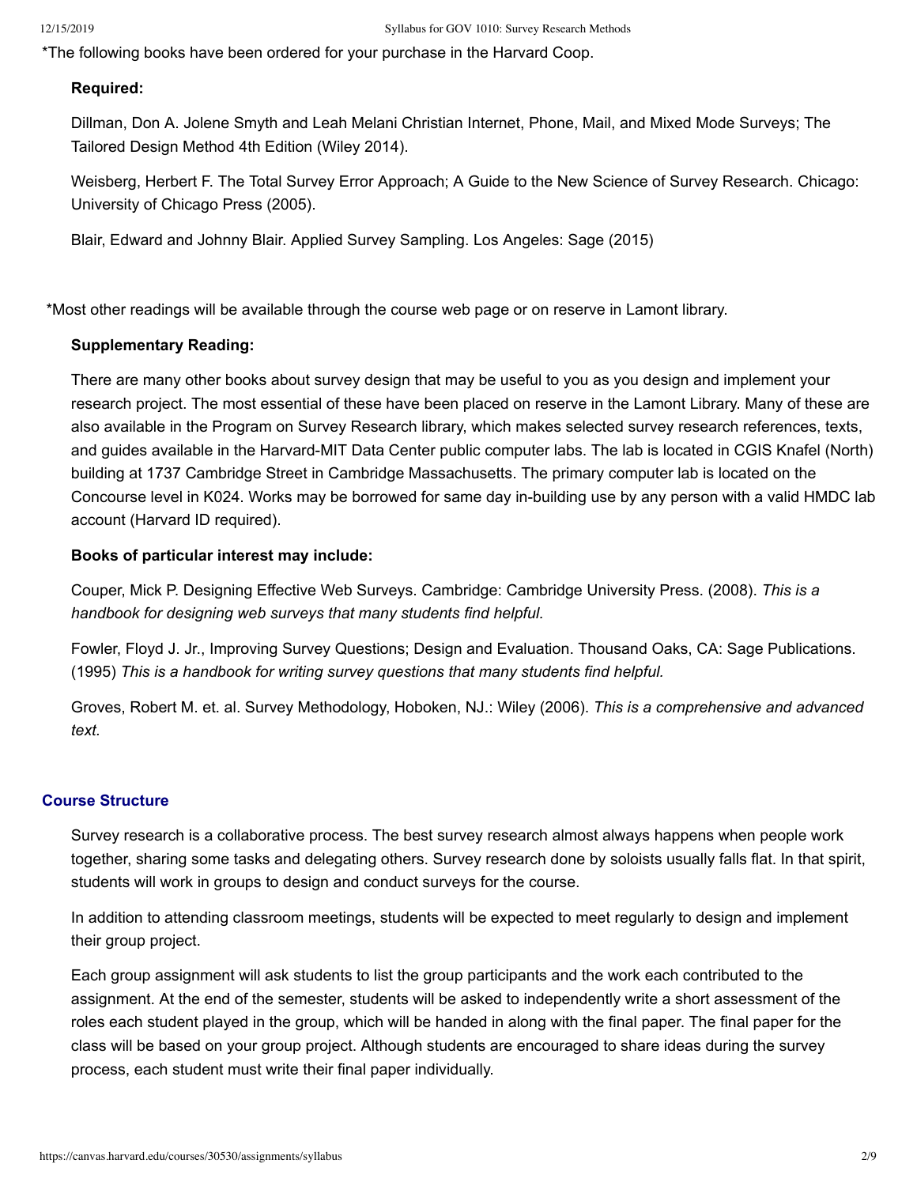*The following books have been ordered for your purchase in the Harvard Coop.

**Required:**

Dillman, Don A. Jolene Smyth and Leah Melani Christian Internet, Phone, Mail, and Mixed Mode Surveys; The Tailored Design Method 4th Edition (Wiley 2014).

Weisberg, Herbert F. The Total Survey Error Approach; A Guide to the New Science of Survey Research. Chicago: University of Chicago Press (2005).

Blair, Edward and Johnny Blair. Applied Survey Sampling. Los Angeles: Sage (2015)

*Most other readings will be available through the course web page or on reserve in Lamont library.

**Supplementary Reading:**

There are many other books about survey design that may be useful to you as you design and implement your research project. The most essential of these have been placed on reserve in the Lamont Library. Many of these are also available in the Program on Survey Research library, which makes selected survey research references, texts, and guides available in the Harvard-MIT Data Center public computer labs. The lab is located in CGIS Knafel (North) building at 1737 Cambridge Street in Cambridge Massachusetts. The primary computer lab is located on the Concourse level in K024. Works may be borrowed for same day in-building use by any person with a valid HMDC lab account (Harvard ID required).

**Books of particular interest may include:**

Couper, Mick P. Designing Effective Web Surveys. Cambridge: Cambridge University Press. (2008). *This is a handbook for designing web surveys that many students find helpful.*

Fowler, Floyd J. Jr., Improving Survey Questions; Design and Evaluation. Thousand Oaks, CA: Sage Publications. (1995) *This is a handbook for writing survey questions that many students find helpful.*

Groves, Robert M. et. al. Survey Methodology, Hoboken, NJ.: Wiley (2006). *This is a comprehensive and advanced text.*

## Course Structure

Survey research is a collaborative process. The best survey research almost always happens when people work together, sharing some tasks and delegating others. Survey research done by soloists usually falls flat. In that spirit, students will work in groups to design and conduct surveys for the course.

In addition to attending classroom meetings, students will be expected to meet regularly to design and implement their group project.

Each group assignment will ask students to list the group participants and the work each contributed to the assignment. At the end of the semester, students will be asked to independently write a short assessment of the roles each student played in the group, which will be handed in along with the final paper. The final paper for the class will be based on your group project. Although students are encouraged to share ideas during the survey process, each student must write their final paper individually.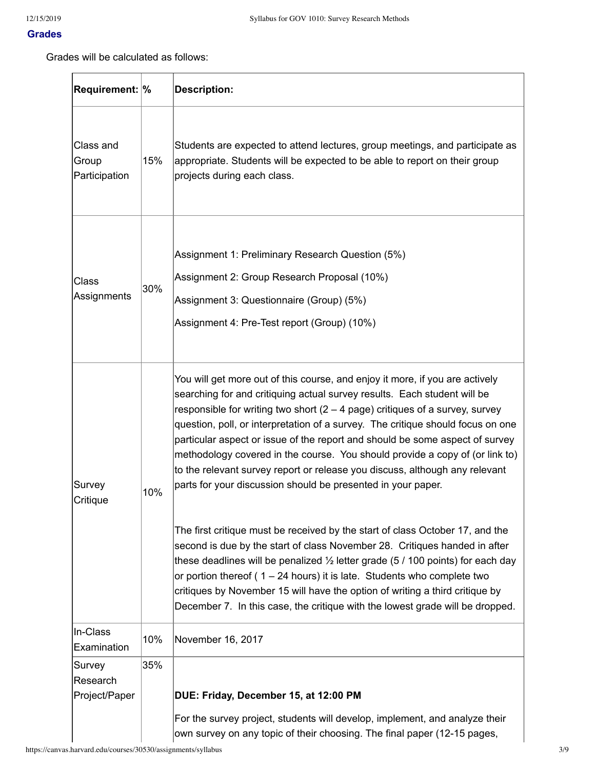## Grades

Grades will be calculated as follows:

| Requirement: | % | Description: |
| --- | --- | --- |
| Class and Group Participation | 15% | Students are expected to attend lectures, group meetings, and participate as appropriate. Students will be expected to be able to report on their group projects during each class. |
| Class Assignments | 30% | Assignment 1: Preliminary Research Question (5%)<br>Assignment 2: Group Research Proposal (10%)<br>Assignment 3: Questionnaire (Group) (5%)<br>Assignment 4: Pre-Test report (Group) (10%) |
| Survey Critique | 10% | You will get more out of this course, and enjoy it more, if you are actively searching for and critiquing actual survey results. Each student will be responsible for writing two short (2 – 4 page) critiques of a survey, survey question, poll, or interpretation of a survey. The critique should focus on one particular aspect or issue of the report and should be some aspect of survey methodology covered in the course. You should provide a copy of (or link to) to the relevant survey report or release you discuss, although any relevant parts for your discussion should be presented in your paper.<br><br>The first critique must be received by the start of class October 17, and the second is due by the start of class November 28. Critiques handed in after these deadlines will be penalized ½ letter grade (5 / 100 points) for each day or portion thereof ( 1 – 24 hours) it is late. Students who complete two critiques by November 15 will have the option of writing a third critique by December 7. In this case, the critique with the lowest grade will be dropped. |
| In-Class Examination | 10% | November 16, 2017 |
| Survey Research Project/Paper | 35% | **DUE: Friday, December 15, at 12:00 PM**<br><br>For the survey project, students will develop, implement, and analyze their own survey on any topic of their choosing. The final paper (12-15 pages, |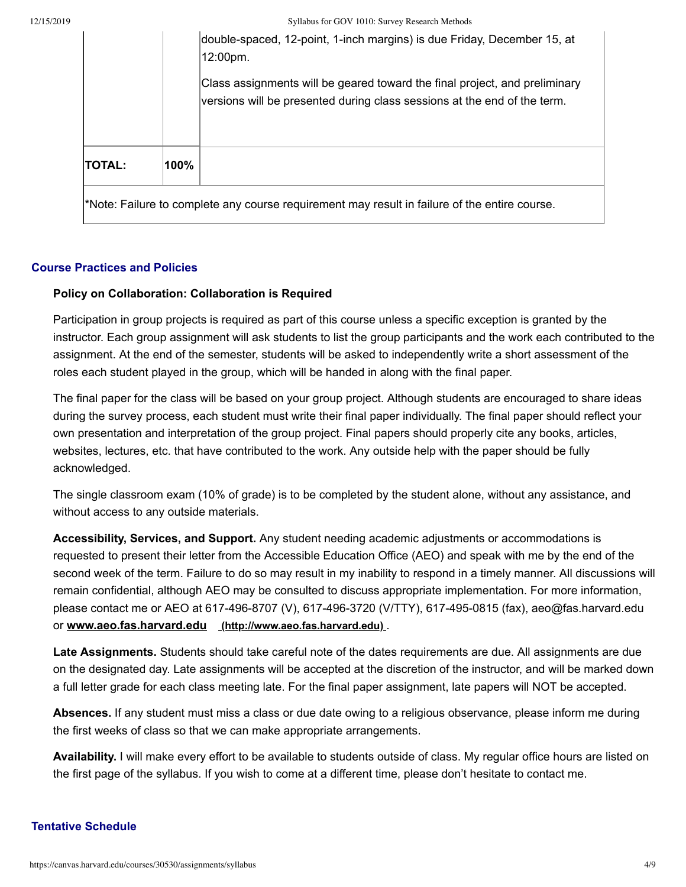| | | |
|---|---|---|
| | | double-spaced, 12-point, 1-inch margins) is due Friday, December 15, at 12:00pm.<br><br>Class assignments will be geared toward the final project, and preliminary versions will be presented during class sessions at the end of the term. |
| **TOTAL:** | **100%** | |

*Note: Failure to complete any course requirement may result in failure of the entire course.

## Course Practices and Policies

**Policy on Collaboration: Collaboration is Required**

Participation in group projects is required as part of this course unless a specific exception is granted by the instructor. Each group assignment will ask students to list the group participants and the work each contributed to the assignment. At the end of the semester, students will be asked to independently write a short assessment of the roles each student played in the group, which will be handed in along with the final paper.

The final paper for the class will be based on your group project. Although students are encouraged to share ideas during the survey process, each student must write their final paper individually. The final paper should reflect your own presentation and interpretation of the group project. Final papers should properly cite any books, articles, websites, lectures, etc. that have contributed to the work. Any outside help with the paper should be fully acknowledged.

The single classroom exam (10% of grade) is to be completed by the student alone, without any assistance, and without access to any outside materials.

**Accessibility, Services, and Support.** Any student needing academic adjustments or accommodations is requested to present their letter from the Accessible Education Office (AEO) and speak with me by the end of the second week of the term. Failure to do so may result in my inability to respond in a timely manner. All discussions will remain confidential, although AEO may be consulted to discuss appropriate implementation. For more information, please contact me or AEO at 617-496-8707 (V), 617-496-3720 (V/TTY), 617-495-0815 (fax), aeo@fas.harvard.edu or **www.aeo.fas.harvard.edu** (http://www.aeo.fas.harvard.edu).

**Late Assignments.** Students should take careful note of the dates requirements are due. All assignments are due on the designated day. Late assignments will be accepted at the discretion of the instructor, and will be marked down a full letter grade for each class meeting late. For the final paper assignment, late papers will NOT be accepted.

**Absences.** If any student must miss a class or due date owing to a religious observance, please inform me during the first weeks of class so that we can make appropriate arrangements.

**Availability.** I will make every effort to be available to students outside of class. My regular office hours are listed on the first page of the syllabus. If you wish to come at a different time, please don't hesitate to contact me.

## Tentative Schedule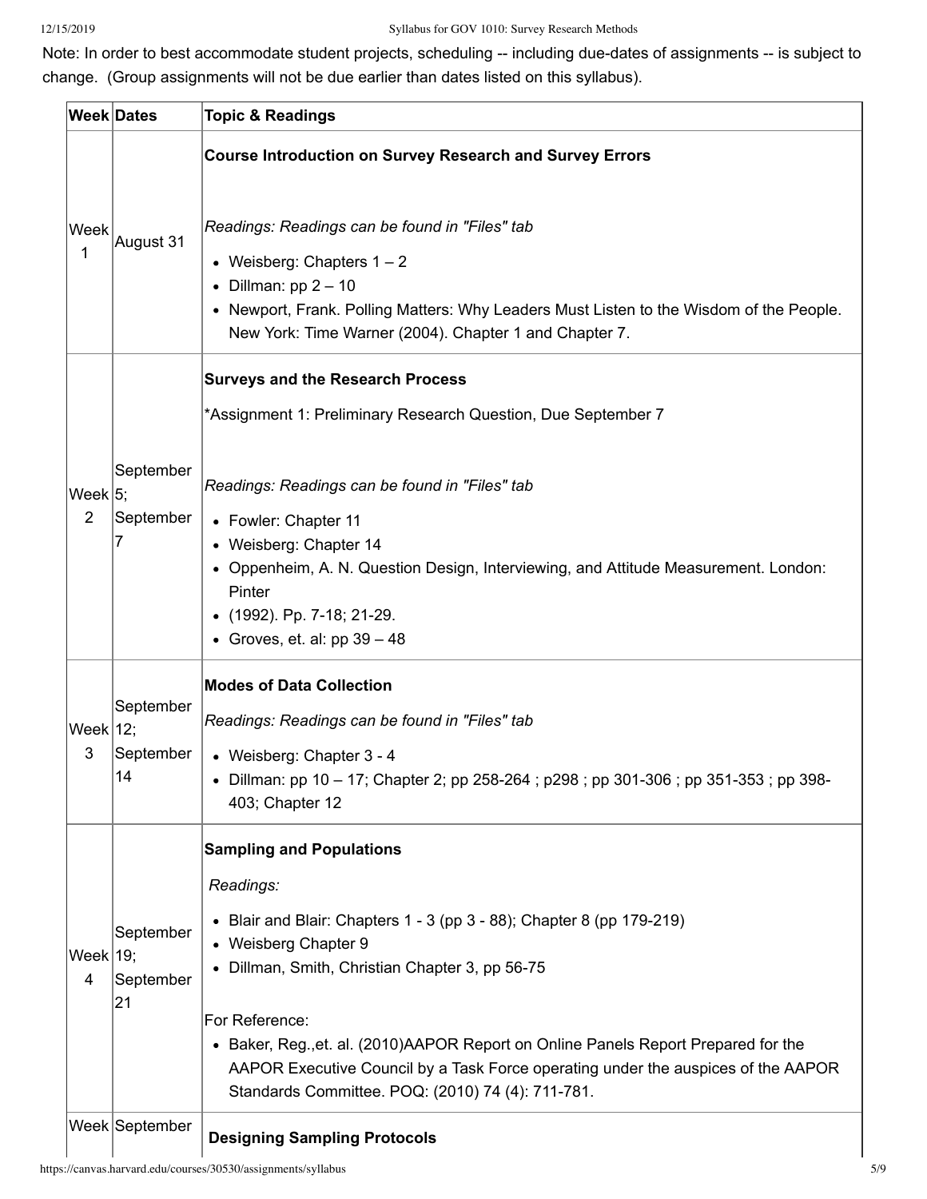Note: In order to best accommodate student projects, scheduling -- including due-dates of assignments -- is subject to change. (Group assignments will not be due earlier than dates listed on this syllabus).

| Week | Dates | Topic & Readings |
|---|---|---|
| Week 1 | August 31 | **Course Introduction on Survey Research and Survey Errors**<br><br>*Readings: Readings can be found in "Files" tab*<br>• Weisberg: Chapters 1 – 2<br>• Dillman: pp 2 – 10<br>• Newport, Frank. Polling Matters: Why Leaders Must Listen to the Wisdom of the People. New York: Time Warner (2004). Chapter 1 and Chapter 7. |
| Week 2 | September 5; September 7 | **Surveys and the Research Process**<br><br>*Assignment 1: Preliminary Research Question, Due September 7<br><br>*Readings: Readings can be found in "Files" tab*<br>• Fowler: Chapter 11<br>• Weisberg: Chapter 14<br>• Oppenheim, A. N. Question Design, Interviewing, and Attitude Measurement. London: Pinter<br>• (1992). Pp. 7-18; 21-29.<br>• Groves, et. al: pp 39 – 48 |
| Week 3 | September 12; September 14 | **Modes of Data Collection**<br><br>*Readings: Readings can be found in "Files" tab*<br>• Weisberg: Chapter 3 - 4<br>• Dillman: pp 10 – 17; Chapter 2; pp 258-264 ; p298 ; pp 301-306 ; pp 351-353 ; pp 398-403; Chapter 12 |
| Week 4 | September 19; September 21 | **Sampling and Populations**<br><br>*Readings:*<br>• Blair and Blair: Chapters 1 - 3 (pp 3 - 88); Chapter 8 (pp 179-219)<br>• Weisberg Chapter 9<br>• Dillman, Smith, Christian Chapter 3, pp 56-75<br><br>For Reference:<br>• Baker, Reg.,et. al. (2010)AAPOR Report on Online Panels Report Prepared for the AAPOR Executive Council by a Task Force operating under the auspices of the AAPOR Standards Committee. POQ: (2010) 74 (4): 711-781. |
| Week | September | **Designing Sampling Protocols** |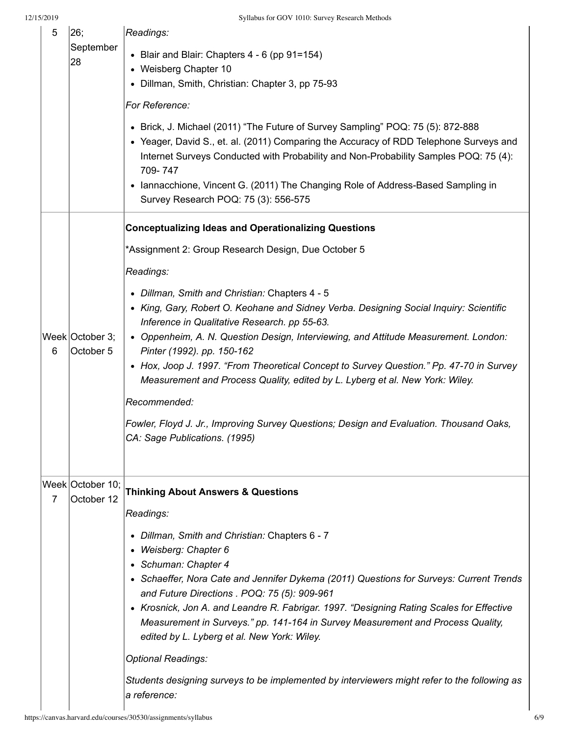| | | |
|---|---|---|
| 5 | 26; September 28 | *Readings:*<br><br>• Blair and Blair: Chapters 4 - 6 (pp 91=154)<br>• Weisberg Chapter 10<br>• Dillman, Smith, Christian: Chapter 3, pp 75-93<br><br>*For Reference:*<br><br>• Brick, J. Michael (2011) "The Future of Survey Sampling" POQ: 75 (5): 872-888<br>• Yeager, David S., et. al. (2011) Comparing the Accuracy of RDD Telephone Surveys and Internet Surveys Conducted with Probability and Non-Probability Samples POQ: 75 (4): 709- 747<br>• Iannacchione, Vincent G. (2011) The Changing Role of Address-Based Sampling in Survey Research POQ: 75 (3): 556-575 |
| Week 6 | October 3; October 5 | **Conceptualizing Ideas and Operationalizing Questions**<br><br>*Assignment 2: Group Research Design, Due October 5<br><br>*Readings:*<br><br>• *Dillman, Smith and Christian:* Chapters 4 - 5<br>• *King, Gary, Robert O. Keohane and Sidney Verba. Designing Social Inquiry: Scientific Inference in Qualitative Research. pp 55-63.*<br>• *Oppenheim, A. N. Question Design, Interviewing, and Attitude Measurement. London: Pinter (1992). pp. 150-162*<br>• *Hox, Joop J. 1997. "From Theoretical Concept to Survey Question." Pp. 47-70 in Survey Measurement and Process Quality, edited by L. Lyberg et al. New York: Wiley.*<br><br>*Recommended:*<br><br>*Fowler, Floyd J. Jr., Improving Survey Questions; Design and Evaluation. Thousand Oaks, CA: Sage Publications. (1995)* |
| Week 7 | October 10; October 12 | **Thinking About Answers & Questions**<br><br>*Readings:*<br><br>• *Dillman, Smith and Christian:* Chapters 6 - 7<br>• *Weisberg: Chapter 6*<br>• *Schuman: Chapter 4*<br>• *Schaeffer, Nora Cate and Jennifer Dykema (2011) Questions for Surveys: Current Trends and Future Directions . POQ: 75 (5): 909-961*<br>• *Krosnick, Jon A. and Leandre R. Fabrigar. 1997. "Designing Rating Scales for Effective Measurement in Surveys." pp. 141-164 in Survey Measurement and Process Quality, edited by L. Lyberg et al. New York: Wiley.*<br><br>*Optional Readings:*<br><br>*Students designing surveys to be implemented by interviewers might refer to the following as a reference:* |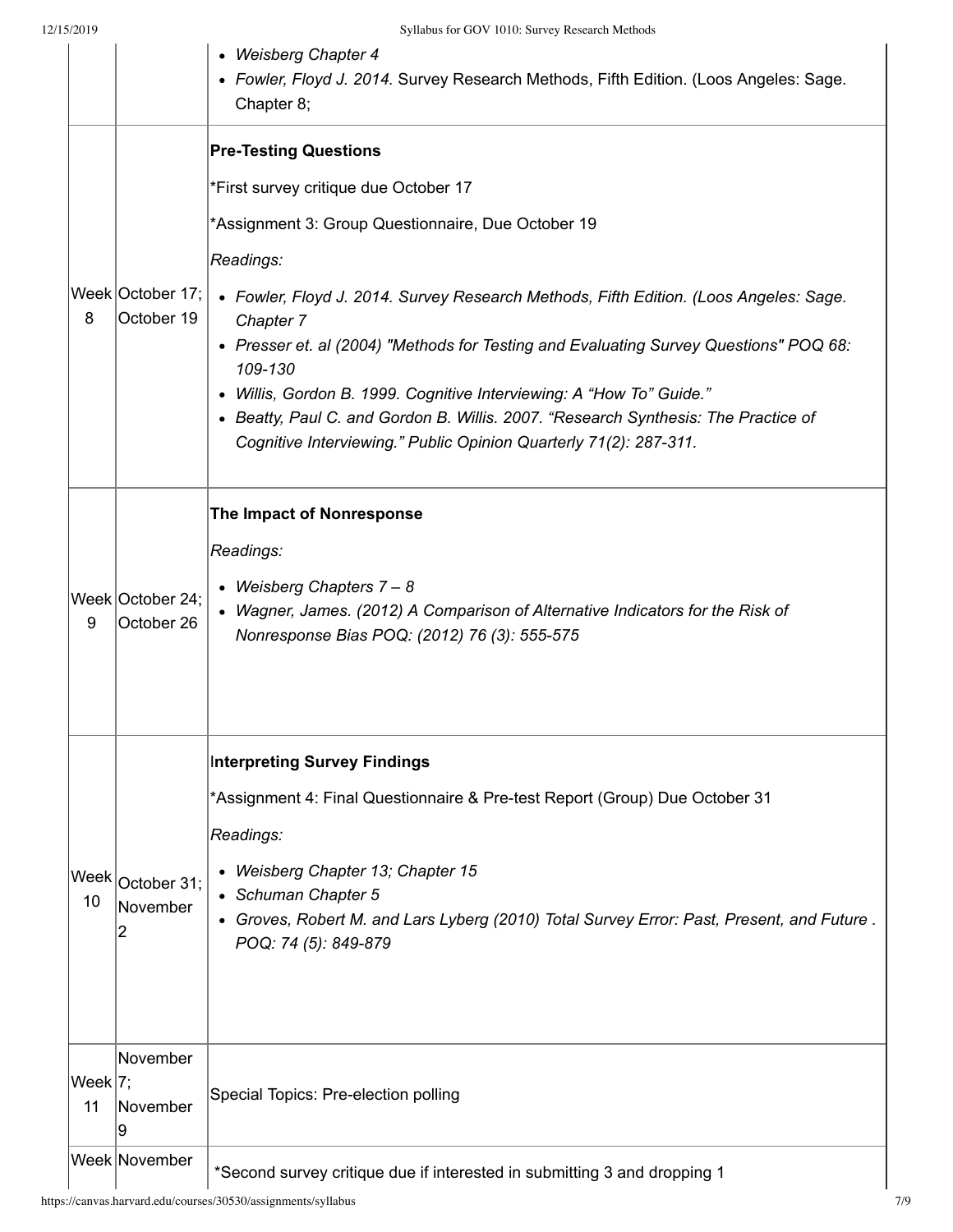| | | |
|---|---|---|
| | | • *Weisberg Chapter 4*<br>• *Fowler, Floyd J. 2014.* Survey Research Methods, Fifth Edition. (Loos Angeles: Sage. Chapter 8; |
| Week 8 | October 17; October 19 | **Pre-Testing Questions**<br><br>*First survey critique due October 17<br><br>*Assignment 3: Group Questionnaire, Due October 19<br><br>*Readings:*<br><br>• *Fowler, Floyd J. 2014. Survey Research Methods, Fifth Edition. (Loos Angeles: Sage. Chapter 7*<br>• *Presser et. al (2004) "Methods for Testing and Evaluating Survey Questions" POQ 68: 109-130*<br>• *Willis, Gordon B. 1999. Cognitive Interviewing: A "How To" Guide."*<br>• *Beatty, Paul C. and Gordon B. Willis. 2007. "Research Synthesis: The Practice of Cognitive Interviewing." Public Opinion Quarterly 71(2): 287-311.* |
| Week 9 | October 24; October 26 | **The Impact of Nonresponse**<br><br>*Readings:*<br><br>• *Weisberg Chapters 7 – 8*<br>• *Wagner, James. (2012) A Comparison of Alternative Indicators for the Risk of Nonresponse Bias POQ: (2012) 76 (3): 555-575* |
| Week 10 | October 31; November 2 | **Interpreting Survey Findings**<br><br>*Assignment 4: Final Questionnaire & Pre-test Report (Group) Due October 31<br><br>*Readings:*<br><br>• *Weisberg Chapter 13; Chapter 15*<br>• *Schuman Chapter 5*<br>• *Groves, Robert M. and Lars Lyberg (2010) Total Survey Error: Past, Present, and Future . POQ: 74 (5): 849-879* |
| Week 11 | November 7; November 9 | Special Topics: Pre-election polling |
| Week | November | *Second survey critique due if interested in submitting 3 and dropping 1 |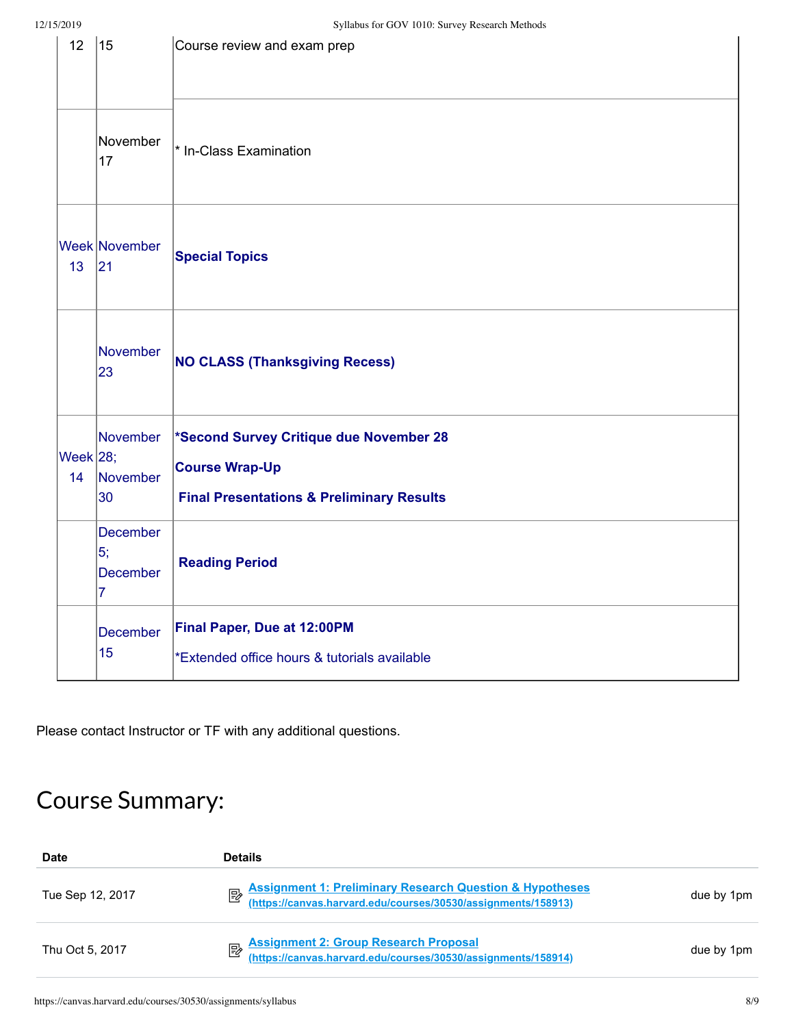| | | |
|---|---|---|
| 12 | 15 | Course review and exam prep |
| | November 17 | * In-Class Examination |
| Week 13 | November 21 | **Special Topics** |
| | November 23 | **NO CLASS (Thanksgiving Recess)** |
| Week 14 | November 28; November 30 | ***Second Survey Critique due November 28**<br>**Course Wrap-Up**<br>**Final Presentations & Preliminary Results** |
| | December 5; December 7 | **Reading Period** |
| | December 15 | **Final Paper, Due at 12:00PM**<br>*Extended office hours & tutorials available |

Please contact Instructor or TF with any additional questions.

# Course Summary:

| Date | Details | |
|---|---|---|
| Tue Sep 12, 2017 | [Assignment 1: Preliminary Research Question & Hypotheses](https://canvas.harvard.edu/courses/30530/assignments/158913) (https://canvas.harvard.edu/courses/30530/assignments/158913) | due by 1pm |
| Thu Oct 5, 2017 | [Assignment 2: Group Research Proposal](https://canvas.harvard.edu/courses/30530/assignments/158914) (https://canvas.harvard.edu/courses/30530/assignments/158914) | due by 1pm |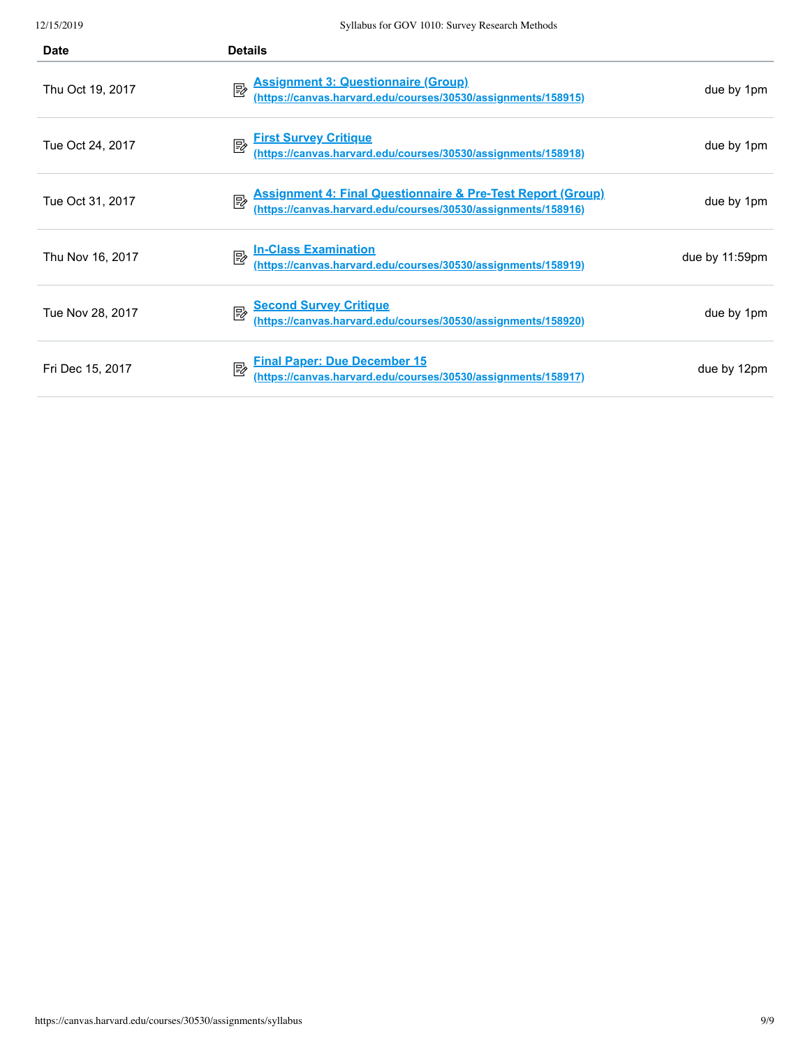| Date | Details | |
|---|---|---|
| Thu Oct 19, 2017 | [Assignment 3: Questionnaire (Group)](https://canvas.harvard.edu/courses/30530/assignments/158915) (https://canvas.harvard.edu/courses/30530/assignments/158915) | due by 1pm |
| Tue Oct 24, 2017 | [First Survey Critique](https://canvas.harvard.edu/courses/30530/assignments/158918) (https://canvas.harvard.edu/courses/30530/assignments/158918) | due by 1pm |
| Tue Oct 31, 2017 | [Assignment 4: Final Questionnaire & Pre-Test Report (Group)](https://canvas.harvard.edu/courses/30530/assignments/158916) (https://canvas.harvard.edu/courses/30530/assignments/158916) | due by 1pm |
| Thu Nov 16, 2017 | [In-Class Examination](https://canvas.harvard.edu/courses/30530/assignments/158919) (https://canvas.harvard.edu/courses/30530/assignments/158919) | due by 11:59pm |
| Tue Nov 28, 2017 | [Second Survey Critique](https://canvas.harvard.edu/courses/30530/assignments/158920) (https://canvas.harvard.edu/courses/30530/assignments/158920) | due by 1pm |
| Fri Dec 15, 2017 | [Final Paper: Due December 15](https://canvas.harvard.edu/courses/30530/assignments/158917) (https://canvas.harvard.edu/courses/30530/assignments/158917) | due by 12pm |